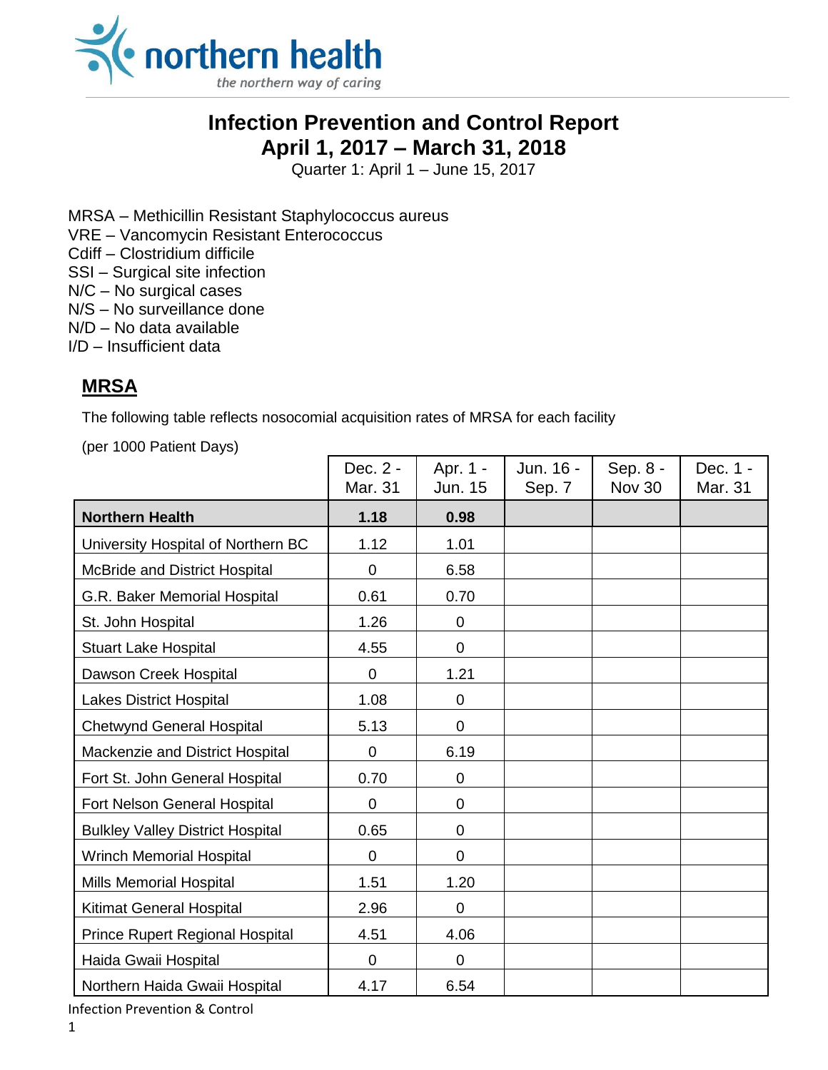# Infection Prevention and Control Report
## April 1, 2017 – March 31, 2018

Quarter 1: April 1 – June 15, 2017

MRSA – Methicillin Resistant Staphylococcus aureus
VRE – Vancomycin Resistant Enterococcus
Cdiff – Clostridium difficile
SSI – Surgical site infection
N/C – No surgical cases
N/S – No surveillance done
N/D – No data available
I/D – Insufficient data

## MRSA

The following table reflects nosocomial acquisition rates of MRSA for each facility

(per 1000 Patient Days)

| | Dec. 2 - Mar. 31 | Apr. 1 - Jun. 15 | Jun. 16 - Sep. 7 | Sep. 8 - Nov 30 | Dec. 1 - Mar. 31 |
|---|---|---|---|---|---|
| **Northern Health** | **1.18** | **0.98** | | | |
| University Hospital of Northern BC | 1.12 | 1.01 | | | |
| McBride and District Hospital | 0 | 6.58 | | | |
| G.R. Baker Memorial Hospital | 0.61 | 0.70 | | | |
| St. John Hospital | 1.26 | 0 | | | |
| Stuart Lake Hospital | 4.55 | 0 | | | |
| Dawson Creek Hospital | 0 | 1.21 | | | |
| Lakes District Hospital | 1.08 | 0 | | | |
| Chetwynd General Hospital | 5.13 | 0 | | | |
| Mackenzie and District Hospital | 0 | 6.19 | | | |
| Fort St. John General Hospital | 0.70 | 0 | | | |
| Fort Nelson General Hospital | 0 | 0 | | | |
| Bulkley Valley District Hospital | 0.65 | 0 | | | |
| Wrinch Memorial Hospital | 0 | 0 | | | |
| Mills Memorial Hospital | 1.51 | 1.20 | | | |
| Kitimat General Hospital | 2.96 | 0 | | | |
| Prince Rupert Regional Hospital | 4.51 | 4.06 | | | |
| Haida Gwaii Hospital | 0 | 0 | | | |
| Northern Haida Gwaii Hospital | 4.17 | 6.54 | | | |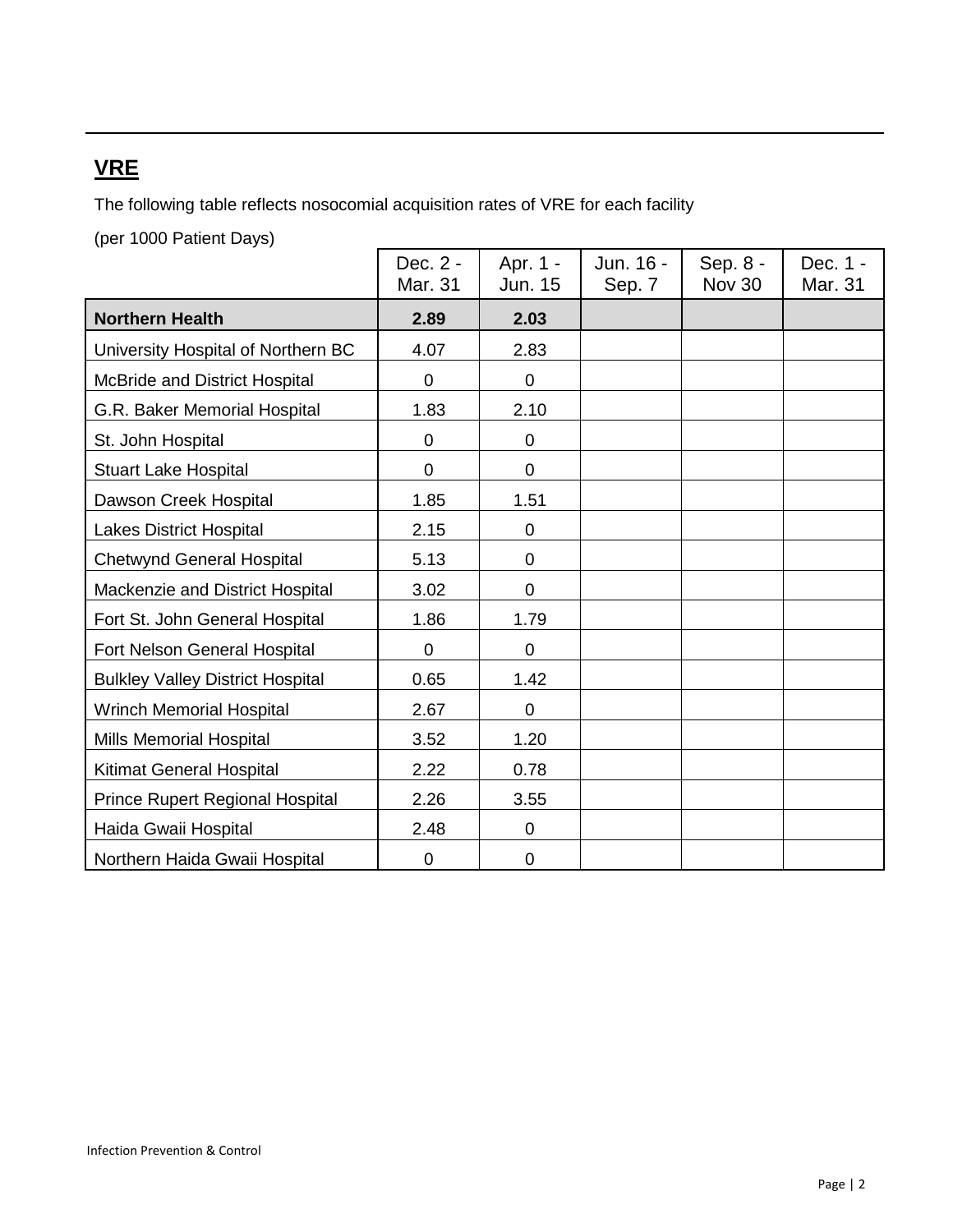## VRE

The following table reflects nosocomial acquisition rates of VRE for each facility

(per 1000 Patient Days)

| | Dec. 2 - Mar. 31 | Apr. 1 - Jun. 15 | Jun. 16 - Sep. 7 | Sep. 8 - Nov 30 | Dec. 1 - Mar. 31 |
|---|---|---|---|---|---|
| **Northern Health** | **2.89** | **2.03** | | | |
| University Hospital of Northern BC | 4.07 | 2.83 | | | |
| McBride and District Hospital | 0 | 0 | | | |
| G.R. Baker Memorial Hospital | 1.83 | 2.10 | | | |
| St. John Hospital | 0 | 0 | | | |
| Stuart Lake Hospital | 0 | 0 | | | |
| Dawson Creek Hospital | 1.85 | 1.51 | | | |
| Lakes District Hospital | 2.15 | 0 | | | |
| Chetwynd General Hospital | 5.13 | 0 | | | |
| Mackenzie and District Hospital | 3.02 | 0 | | | |
| Fort St. John General Hospital | 1.86 | 1.79 | | | |
| Fort Nelson General Hospital | 0 | 0 | | | |
| Bulkley Valley District Hospital | 0.65 | 1.42 | | | |
| Wrinch Memorial Hospital | 2.67 | 0 | | | |
| Mills Memorial Hospital | 3.52 | 1.20 | | | |
| Kitimat General Hospital | 2.22 | 0.78 | | | |
| Prince Rupert Regional Hospital | 2.26 | 3.55 | | | |
| Haida Gwaii Hospital | 2.48 | 0 | | | |
| Northern Haida Gwaii Hospital | 0 | 0 | | | |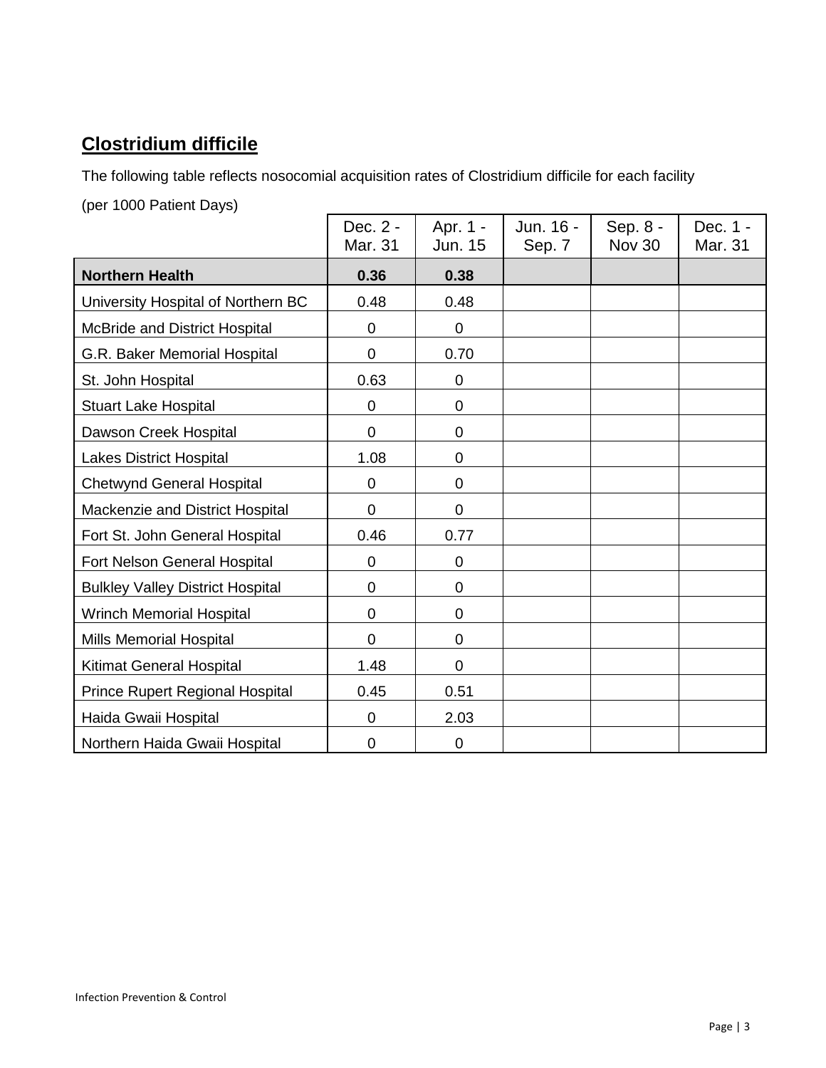## **Clostridium difficile**

The following table reflects nosocomial acquisition rates of Clostridium difficile for each facility

(per 1000 Patient Days)

| | Dec. 2 - Mar. 31 | Apr. 1 - Jun. 15 | Jun. 16 - Sep. 7 | Sep. 8 - Nov 30 | Dec. 1 - Mar. 31 |
|---|---|---|---|---|---|
| **Northern Health** | **0.36** | **0.38** | | | |
| University Hospital of Northern BC | 0.48 | 0.48 | | | |
| McBride and District Hospital | 0 | 0 | | | |
| G.R. Baker Memorial Hospital | 0 | 0.70 | | | |
| St. John Hospital | 0.63 | 0 | | | |
| Stuart Lake Hospital | 0 | 0 | | | |
| Dawson Creek Hospital | 0 | 0 | | | |
| Lakes District Hospital | 1.08 | 0 | | | |
| Chetwynd General Hospital | 0 | 0 | | | |
| Mackenzie and District Hospital | 0 | 0 | | | |
| Fort St. John General Hospital | 0.46 | 0.77 | | | |
| Fort Nelson General Hospital | 0 | 0 | | | |
| Bulkley Valley District Hospital | 0 | 0 | | | |
| Wrinch Memorial Hospital | 0 | 0 | | | |
| Mills Memorial Hospital | 0 | 0 | | | |
| Kitimat General Hospital | 1.48 | 0 | | | |
| Prince Rupert Regional Hospital | 0.45 | 0.51 | | | |
| Haida Gwaii Hospital | 0 | 2.03 | | | |
| Northern Haida Gwaii Hospital | 0 | 0 | | | |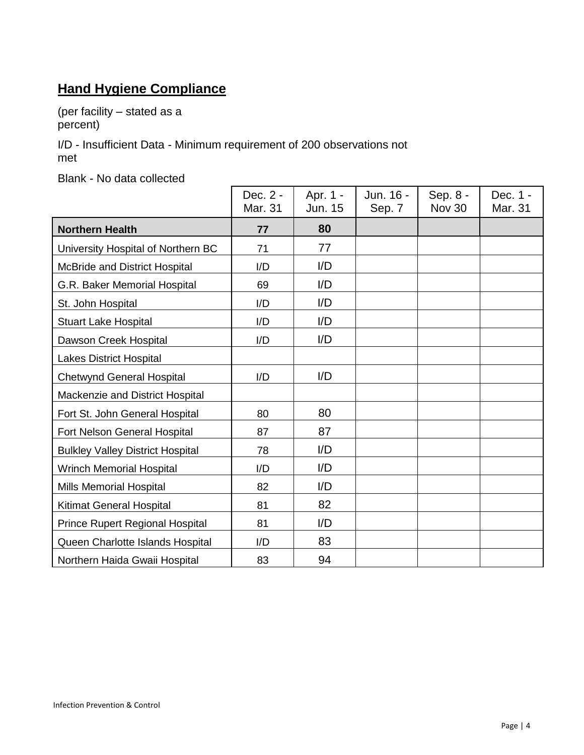## Hand Hygiene Compliance

(per facility – stated as a percent)

I/D - Insufficient Data - Minimum requirement of 200 observations not met

Blank - No data collected

| | Dec. 2 - Mar. 31 | Apr. 1 - Jun. 15 | Jun. 16 - Sep. 7 | Sep. 8 - Nov 30 | Dec. 1 - Mar. 31 |
|---|---|---|---|---|---|
| **Northern Health** | **77** | **80** | | | |
| University Hospital of Northern BC | 71 | 77 | | | |
| McBride and District Hospital | I/D | I/D | | | |
| G.R. Baker Memorial Hospital | 69 | I/D | | | |
| St. John Hospital | I/D | I/D | | | |
| Stuart Lake Hospital | I/D | I/D | | | |
| Dawson Creek Hospital | I/D | I/D | | | |
| Lakes District Hospital | | | | | |
| Chetwynd General Hospital | I/D | I/D | | | |
| Mackenzie and District Hospital | | | | | |
| Fort St. John General Hospital | 80 | 80 | | | |
| Fort Nelson General Hospital | 87 | 87 | | | |
| Bulkley Valley District Hospital | 78 | I/D | | | |
| Wrinch Memorial Hospital | I/D | I/D | | | |
| Mills Memorial Hospital | 82 | I/D | | | |
| Kitimat General Hospital | 81 | 82 | | | |
| Prince Rupert Regional Hospital | 81 | I/D | | | |
| Queen Charlotte Islands Hospital | I/D | 83 | | | |
| Northern Haida Gwaii Hospital | 83 | 94 | | | |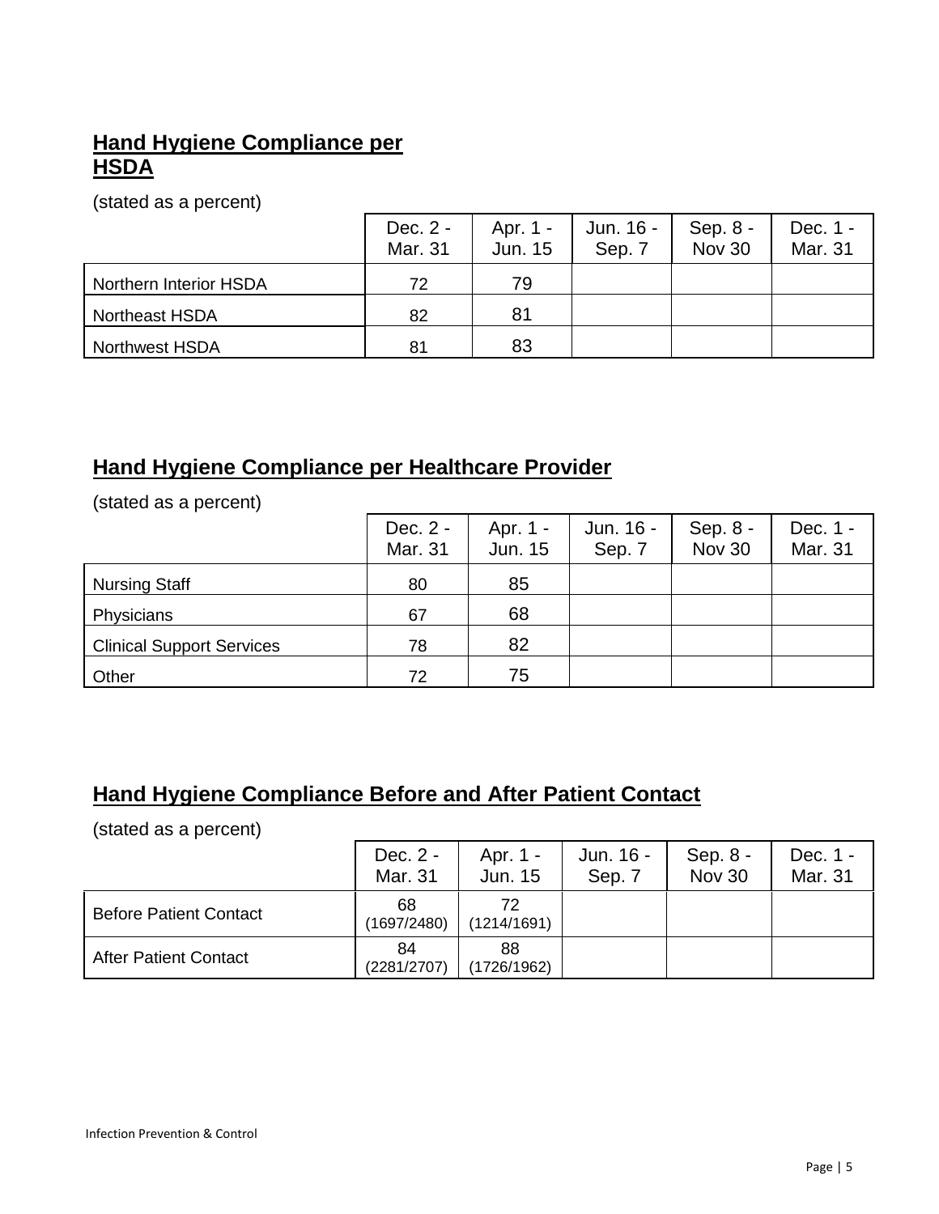## Hand Hygiene Compliance per HSDA

(stated as a percent)

| | Dec. 2 - Mar. 31 | Apr. 1 - Jun. 15 | Jun. 16 - Sep. 7 | Sep. 8 - Nov 30 | Dec. 1 - Mar. 31 |
|---|---|---|---|---|---|
| Northern Interior HSDA | 72 | 79 | | | |
| Northeast HSDA | 82 | 81 | | | |
| Northwest HSDA | 81 | 83 | | | |

## Hand Hygiene Compliance per Healthcare Provider

(stated as a percent)

| | Dec. 2 - Mar. 31 | Apr. 1 - Jun. 15 | Jun. 16 - Sep. 7 | Sep. 8 - Nov 30 | Dec. 1 - Mar. 31 |
|---|---|---|---|---|---|
| Nursing Staff | 80 | 85 | | | |
| Physicians | 67 | 68 | | | |
| Clinical Support Services | 78 | 82 | | | |
| Other | 72 | 75 | | | |

## Hand Hygiene Compliance Before and After Patient Contact

(stated as a percent)

| | Dec. 2 - Mar. 31 | Apr. 1 - Jun. 15 | Jun. 16 - Sep. 7 | Sep. 8 - Nov 30 | Dec. 1 - Mar. 31 |
|---|---|---|---|---|---|
| Before Patient Contact | 68 (1697/2480) | 72 (1214/1691) | | | |
| After Patient Contact | 84 (2281/2707) | 88 (1726/1962) | | | |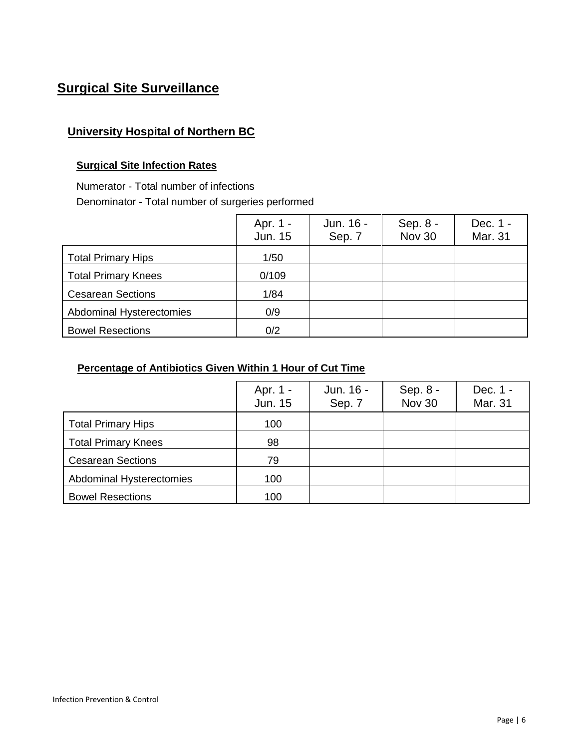# Surgical Site Surveillance

## University Hospital of Northern BC

### Surgical Site Infection Rates

Numerator - Total number of infections

Denominator - Total number of surgeries performed

| | Apr. 1 - Jun. 15 | Jun. 16 - Sep. 7 | Sep. 8 - Nov 30 | Dec. 1 - Mar. 31 |
|---|---|---|---|---|
| Total Primary Hips | 1/50 | | | |
| Total Primary Knees | 0/109 | | | |
| Cesarean Sections | 1/84 | | | |
| Abdominal Hysterectomies | 0/9 | | | |
| Bowel Resections | 0/2 | | | |

### Percentage of Antibiotics Given Within 1 Hour of Cut Time

| | Apr. 1 - Jun. 15 | Jun. 16 - Sep. 7 | Sep. 8 - Nov 30 | Dec. 1 - Mar. 31 |
|---|---|---|---|---|
| Total Primary Hips | 100 | | | |
| Total Primary Knees | 98 | | | |
| Cesarean Sections | 79 | | | |
| Abdominal Hysterectomies | 100 | | | |
| Bowel Resections | 100 | | | |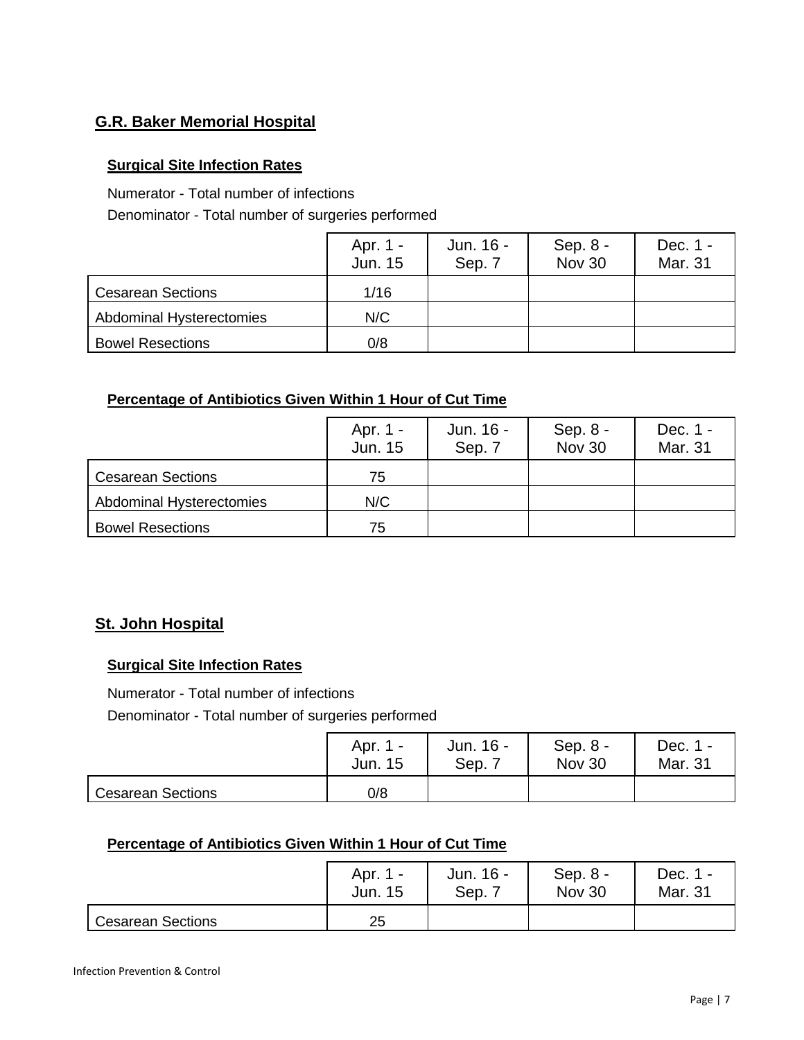## G.R. Baker Memorial Hospital

### Surgical Site Infection Rates

Numerator - Total number of infections

Denominator - Total number of surgeries performed

| | Apr. 1 - Jun. 15 | Jun. 16 - Sep. 7 | Sep. 8 - Nov 30 | Dec. 1 - Mar. 31 |
|---|---|---|---|---|
| Cesarean Sections | 1/16 | | | |
| Abdominal Hysterectomies | N/C | | | |
| Bowel Resections | 0/8 | | | |

### Percentage of Antibiotics Given Within 1 Hour of Cut Time

| | Apr. 1 - Jun. 15 | Jun. 16 - Sep. 7 | Sep. 8 - Nov 30 | Dec. 1 - Mar. 31 |
|---|---|---|---|---|
| Cesarean Sections | 75 | | | |
| Abdominal Hysterectomies | N/C | | | |
| Bowel Resections | 75 | | | |

## St. John Hospital

### Surgical Site Infection Rates

Numerator - Total number of infections

Denominator - Total number of surgeries performed

| | Apr. 1 - Jun. 15 | Jun. 16 - Sep. 7 | Sep. 8 - Nov 30 | Dec. 1 - Mar. 31 |
|---|---|---|---|---|
| Cesarean Sections | 0/8 | | | |

### Percentage of Antibiotics Given Within 1 Hour of Cut Time

| | Apr. 1 - Jun. 15 | Jun. 16 - Sep. 7 | Sep. 8 - Nov 30 | Dec. 1 - Mar. 31 |
|---|---|---|---|---|
| Cesarean Sections | 25 | | | |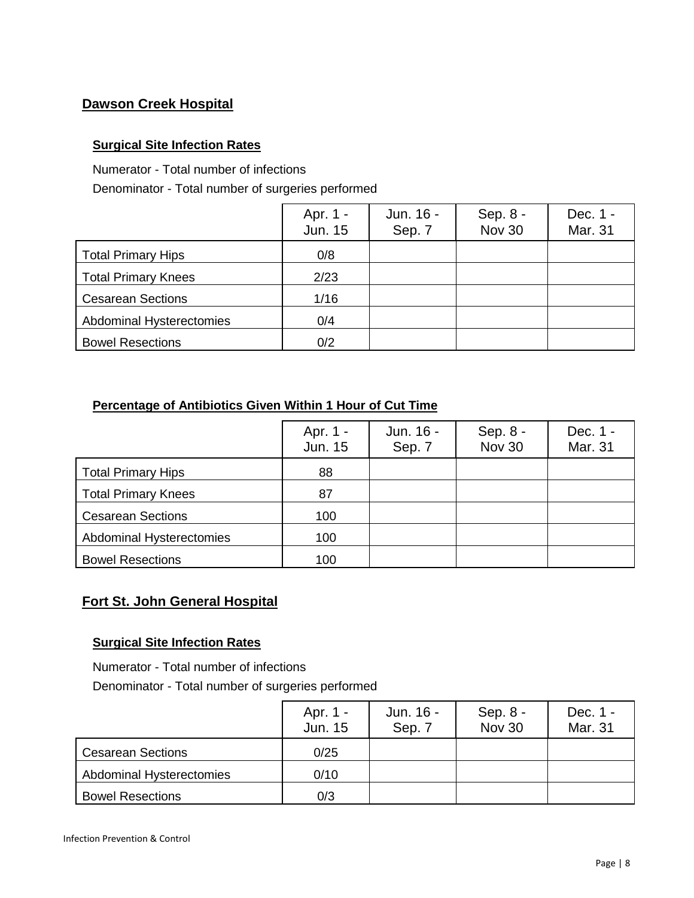## Dawson Creek Hospital

### Surgical Site Infection Rates

Numerator - Total number of infections

Denominator - Total number of surgeries performed

| | Apr. 1 - Jun. 15 | Jun. 16 - Sep. 7 | Sep. 8 - Nov 30 | Dec. 1 - Mar. 31 |
|---|---|---|---|---|
| Total Primary Hips | 0/8 | | | |
| Total Primary Knees | 2/23 | | | |
| Cesarean Sections | 1/16 | | | |
| Abdominal Hysterectomies | 0/4 | | | |
| Bowel Resections | 0/2 | | | |

### Percentage of Antibiotics Given Within 1 Hour of Cut Time

| | Apr. 1 - Jun. 15 | Jun. 16 - Sep. 7 | Sep. 8 - Nov 30 | Dec. 1 - Mar. 31 |
|---|---|---|---|---|
| Total Primary Hips | 88 | | | |
| Total Primary Knees | 87 | | | |
| Cesarean Sections | 100 | | | |
| Abdominal Hysterectomies | 100 | | | |
| Bowel Resections | 100 | | | |

## Fort St. John General Hospital

### Surgical Site Infection Rates

Numerator - Total number of infections

Denominator - Total number of surgeries performed

| | Apr. 1 - Jun. 15 | Jun. 16 - Sep. 7 | Sep. 8 - Nov 30 | Dec. 1 - Mar. 31 |
|---|---|---|---|---|
| Cesarean Sections | 0/25 | | | |
| Abdominal Hysterectomies | 0/10 | | | |
| Bowel Resections | 0/3 | | | |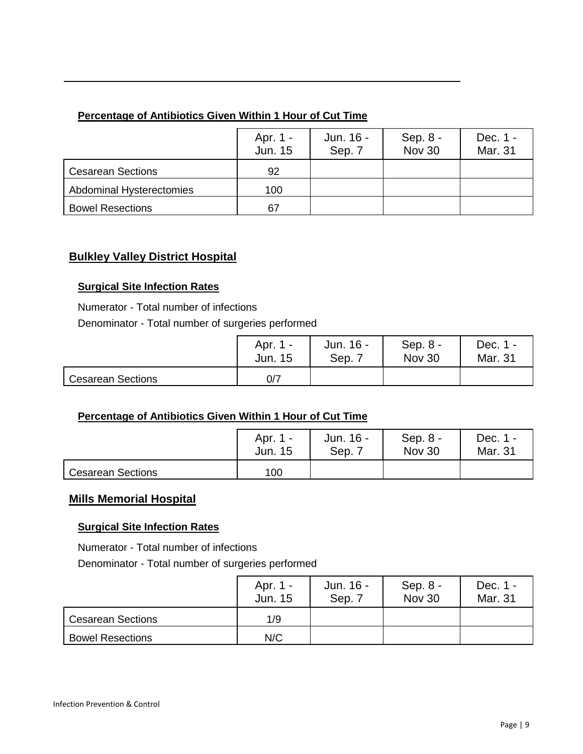---

#### Percentage of Antibiotics Given Within 1 Hour of Cut Time

| | Apr. 1 - Jun. 15 | Jun. 16 - Sep. 7 | Sep. 8 - Nov 30 | Dec. 1 - Mar. 31 |
|---|---|---|---|---|
| Cesarean Sections | 92 | | | |
| Abdominal Hysterectomies | 100 | | | |
| Bowel Resections | 67 | | | |

### Bulkley Valley District Hospital

#### Surgical Site Infection Rates

Numerator - Total number of infections

Denominator - Total number of surgeries performed

| | Apr. 1 - Jun. 15 | Jun. 16 - Sep. 7 | Sep. 8 - Nov 30 | Dec. 1 - Mar. 31 |
|---|---|---|---|---|
| Cesarean Sections | 0/7 | | | |

#### Percentage of Antibiotics Given Within 1 Hour of Cut Time

| | Apr. 1 - Jun. 15 | Jun. 16 - Sep. 7 | Sep. 8 - Nov 30 | Dec. 1 - Mar. 31 |
|---|---|---|---|---|
| Cesarean Sections | 100 | | | |

### Mills Memorial Hospital

#### Surgical Site Infection Rates

Numerator - Total number of infections

Denominator - Total number of surgeries performed

| | Apr. 1 - Jun. 15 | Jun. 16 - Sep. 7 | Sep. 8 - Nov 30 | Dec. 1 - Mar. 31 |
|---|---|---|---|---|
| Cesarean Sections | 1/9 | | | |
| Bowel Resections | N/C | | | |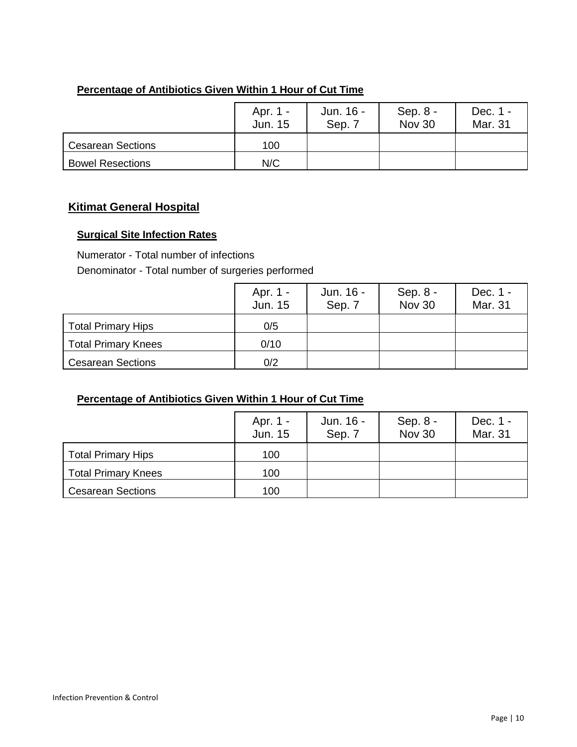### Percentage of Antibiotics Given Within 1 Hour of Cut Time

| | Apr. 1 - Jun. 15 | Jun. 16 - Sep. 7 | Sep. 8 - Nov 30 | Dec. 1 - Mar. 31 |
|---|---|---|---|---|
| Cesarean Sections | 100 | | | |
| Bowel Resections | N/C | | | |

## Kitimat General Hospital

### Surgical Site Infection Rates

Numerator - Total number of infections

Denominator - Total number of surgeries performed

| | Apr. 1 - Jun. 15 | Jun. 16 - Sep. 7 | Sep. 8 - Nov 30 | Dec. 1 - Mar. 31 |
|---|---|---|---|---|
| Total Primary Hips | 0/5 | | | |
| Total Primary Knees | 0/10 | | | |
| Cesarean Sections | 0/2 | | | |

### Percentage of Antibiotics Given Within 1 Hour of Cut Time

| | Apr. 1 - Jun. 15 | Jun. 16 - Sep. 7 | Sep. 8 - Nov 30 | Dec. 1 - Mar. 31 |
|---|---|---|---|---|
| Total Primary Hips | 100 | | | |
| Total Primary Knees | 100 | | | |
| Cesarean Sections | 100 | | | |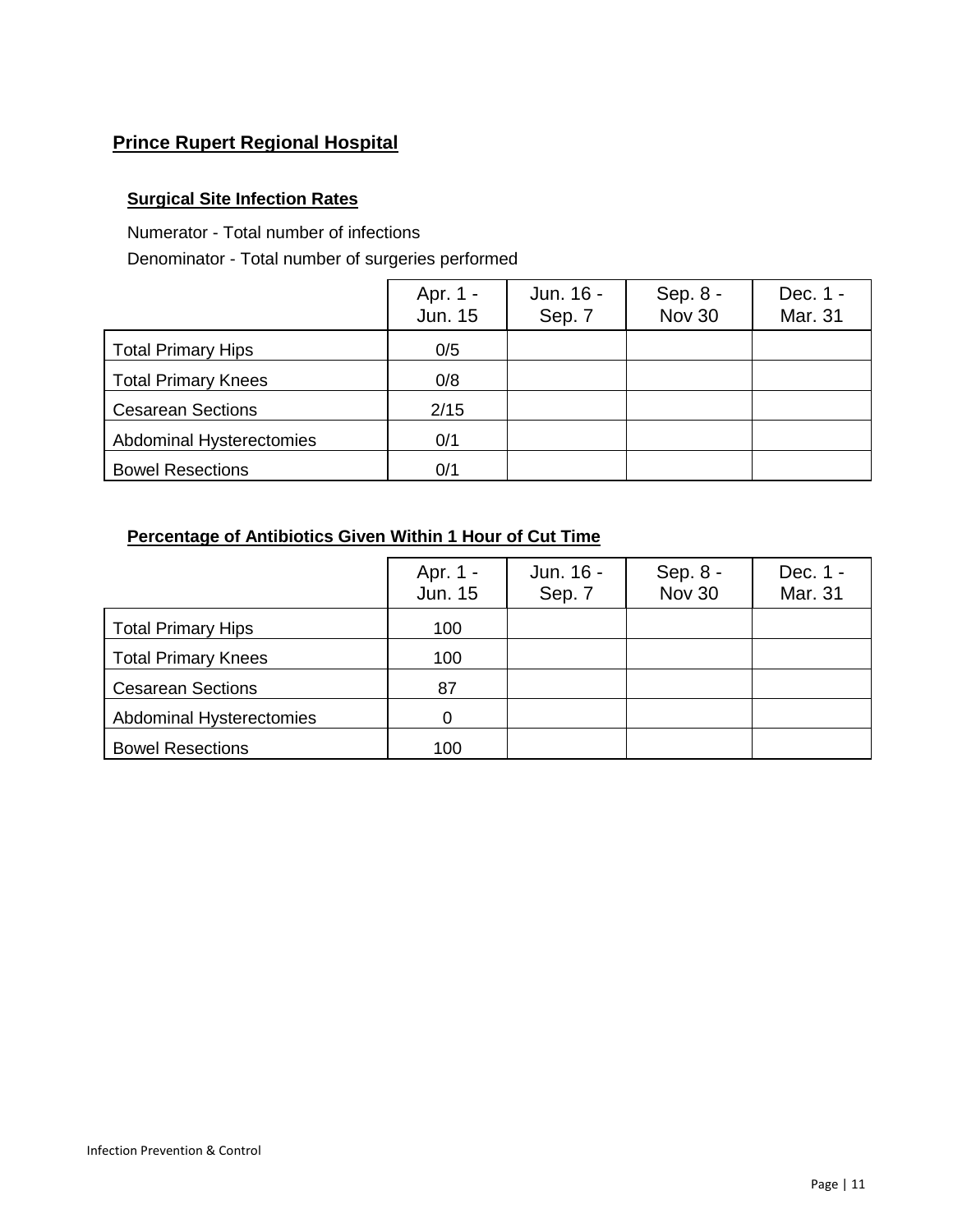## Prince Rupert Regional Hospital

### Surgical Site Infection Rates

Numerator - Total number of infections

Denominator - Total number of surgeries performed

| | Apr. 1 - Jun. 15 | Jun. 16 - Sep. 7 | Sep. 8 - Nov 30 | Dec. 1 - Mar. 31 |
|---|---|---|---|---|
| Total Primary Hips | 0/5 | | | |
| Total Primary Knees | 0/8 | | | |
| Cesarean Sections | 2/15 | | | |
| Abdominal Hysterectomies | 0/1 | | | |
| Bowel Resections | 0/1 | | | |

### Percentage of Antibiotics Given Within 1 Hour of Cut Time

| | Apr. 1 - Jun. 15 | Jun. 16 - Sep. 7 | Sep. 8 - Nov 30 | Dec. 1 - Mar. 31 |
|---|---|---|---|---|
| Total Primary Hips | 100 | | | |
| Total Primary Knees | 100 | | | |
| Cesarean Sections | 87 | | | |
| Abdominal Hysterectomies | 0 | | | |
| Bowel Resections | 100 | | | |